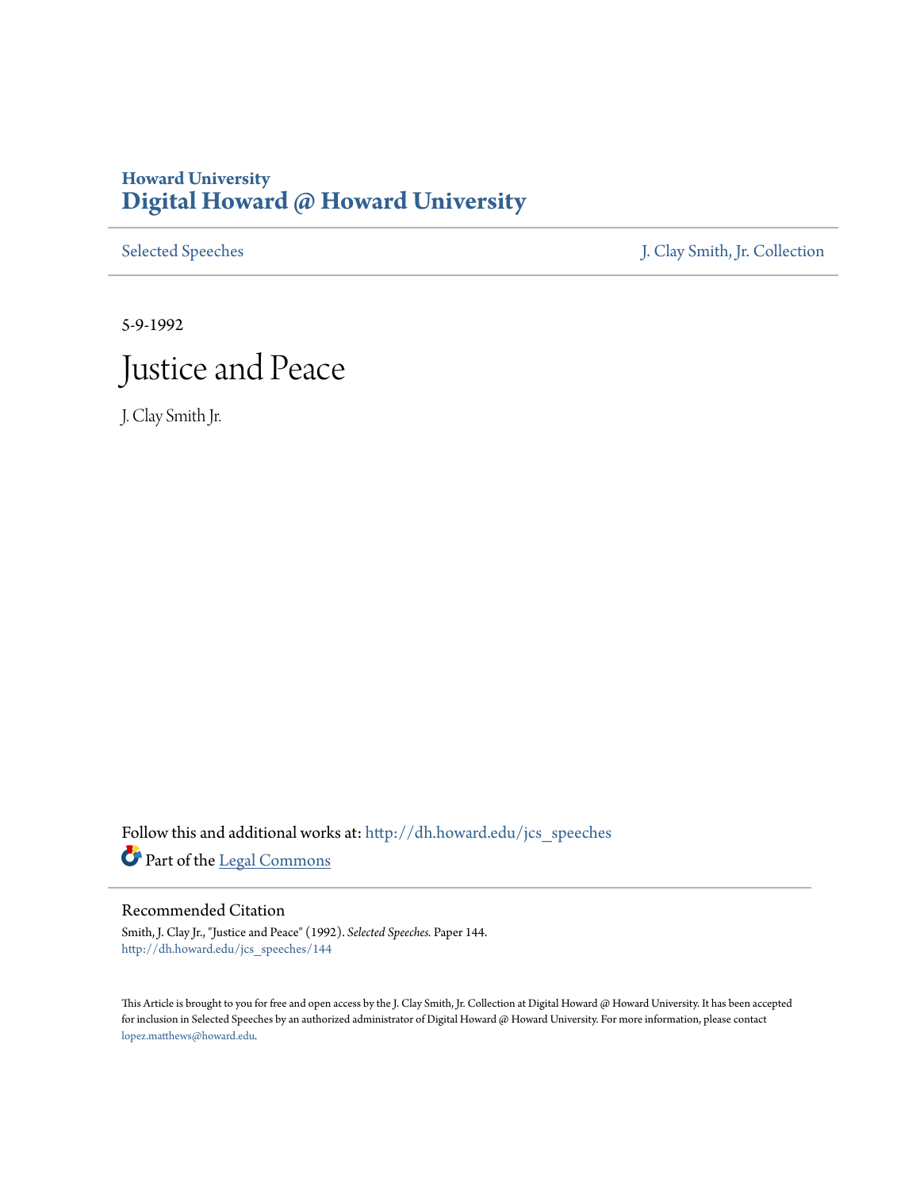Howard University
# Digital Howard @ Howard University

Selected Speeches | J. Clay Smith, Jr. Collection

5-9-1992

# Justice and Peace

J. Clay Smith Jr.

Follow this and additional works at: http://dh.howard.edu/jcs_speeches

Part of the Legal Commons

## Recommended Citation

Smith, J. Clay Jr., "Justice and Peace" (1992). *Selected Speeches.* Paper 144.
http://dh.howard.edu/jcs_speeches/144

This Article is brought to you for free and open access by the J. Clay Smith, Jr. Collection at Digital Howard @ Howard University. It has been accepted for inclusion in Selected Speeches by an authorized administrator of Digital Howard @ Howard University. For more information, please contact lopez.matthews@howard.edu.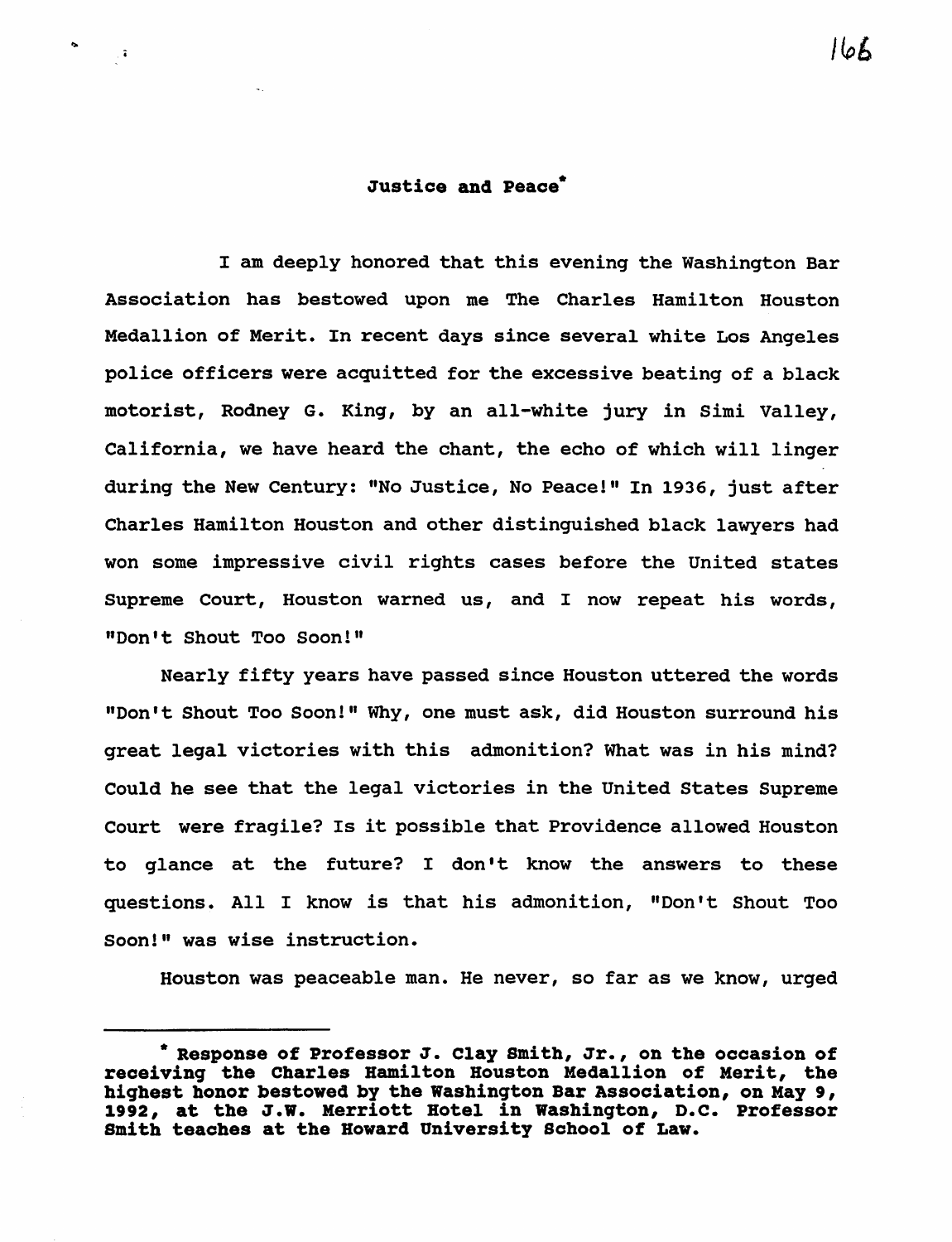# Justice and Peace*

I am deeply honored that this evening the Washington Bar Association has bestowed upon me The Charles Hamilton Houston Medallion of Merit. In recent days since several white Los Angeles police officers were acquitted for the excessive beating of a black motorist, Rodney G. King, by an all-white jury in Simi Valley, California, we have heard the chant, the echo of which will linger during the New Century: "No Justice, No Peace!" In 1936, just after Charles Hamilton Houston and other distinguished black lawyers had won some impressive civil rights cases before the United states Supreme Court, Houston warned us, and I now repeat his words, "Don't Shout Too Soon!"

Nearly fifty years have passed since Houston uttered the words "Don't Shout Too Soon!" Why, one must ask, did Houston surround his great legal victories with this admonition? What was in his mind? Could he see that the legal victories in the United States Supreme Court were fragile? Is it possible that Providence allowed Houston to glance at the future? I don't know the answers to these questions. All I know is that his admonition, "Don't Shout Too Soon!" was wise instruction.

Houston was peaceable man. He never, so far as we know, urged

---

**\* Response of Professor J. Clay Smith, Jr., on the occasion of receiving the Charles Hamilton Houston Medallion of Merit, the highest honor bestowed by the Washington Bar Association, on May 9, 1992, at the J.W. Merriott Hotel in Washington, D.C. Professor Smith teaches at the Howard University School of Law.**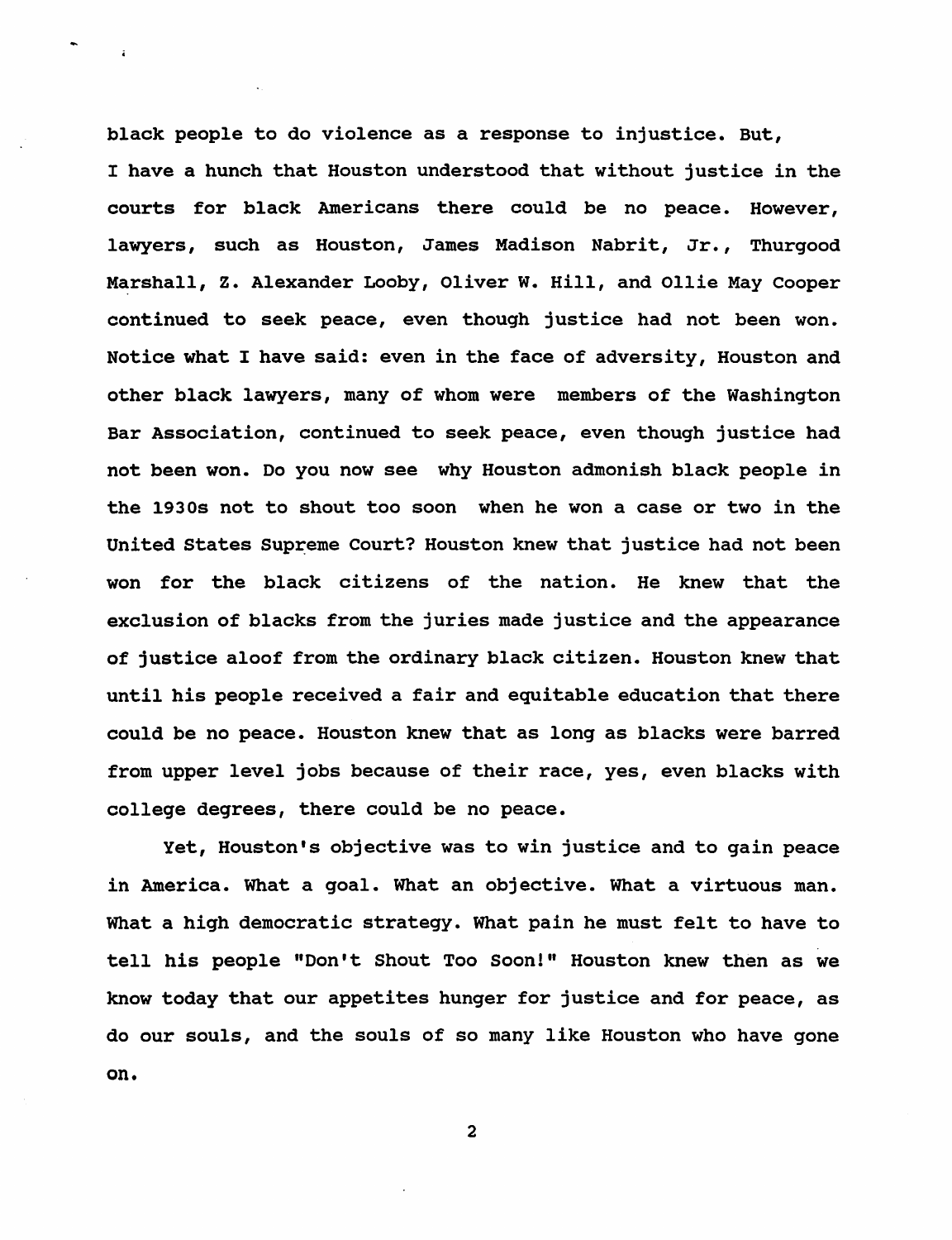black people to do violence as a response to injustice. But, I have a hunch that Houston understood that without justice in the courts for black Americans there could be no peace. However, lawyers, such as Houston, James Madison Nabrit, Jr., Thurgood Marshall, Z. Alexander Looby, Oliver W. Hill, and Ollie May Cooper continued to seek peace, even though justice had not been won. Notice what I have said: even in the face of adversity, Houston and other black lawyers, many of whom were members of the Washington Bar Association, continued to seek peace, even though justice had not been won. Do you now see why Houston admonish black people in the 1930s not to shout too soon when he won a case or two in the United States Supreme Court? Houston knew that justice had not been won for the black citizens of the nation. He knew that the exclusion of blacks from the juries made justice and the appearance of justice aloof from the ordinary black citizen. Houston knew that until his people received a fair and equitable education that there could be no peace. Houston knew that as long as blacks were barred from upper level jobs because of their race, yes, even blacks with college degrees, there could be no peace.

Yet, Houston's objective was to win justice and to gain peace in America. What a goal. What an objective. What a virtuous man. What a high democratic strategy. What pain he must felt to have to tell his people "Don't Shout Too Soon!" Houston knew then as we know today that our appetites hunger for justice and for peace, as do our souls, and the souls of so many like Houston who have gone on.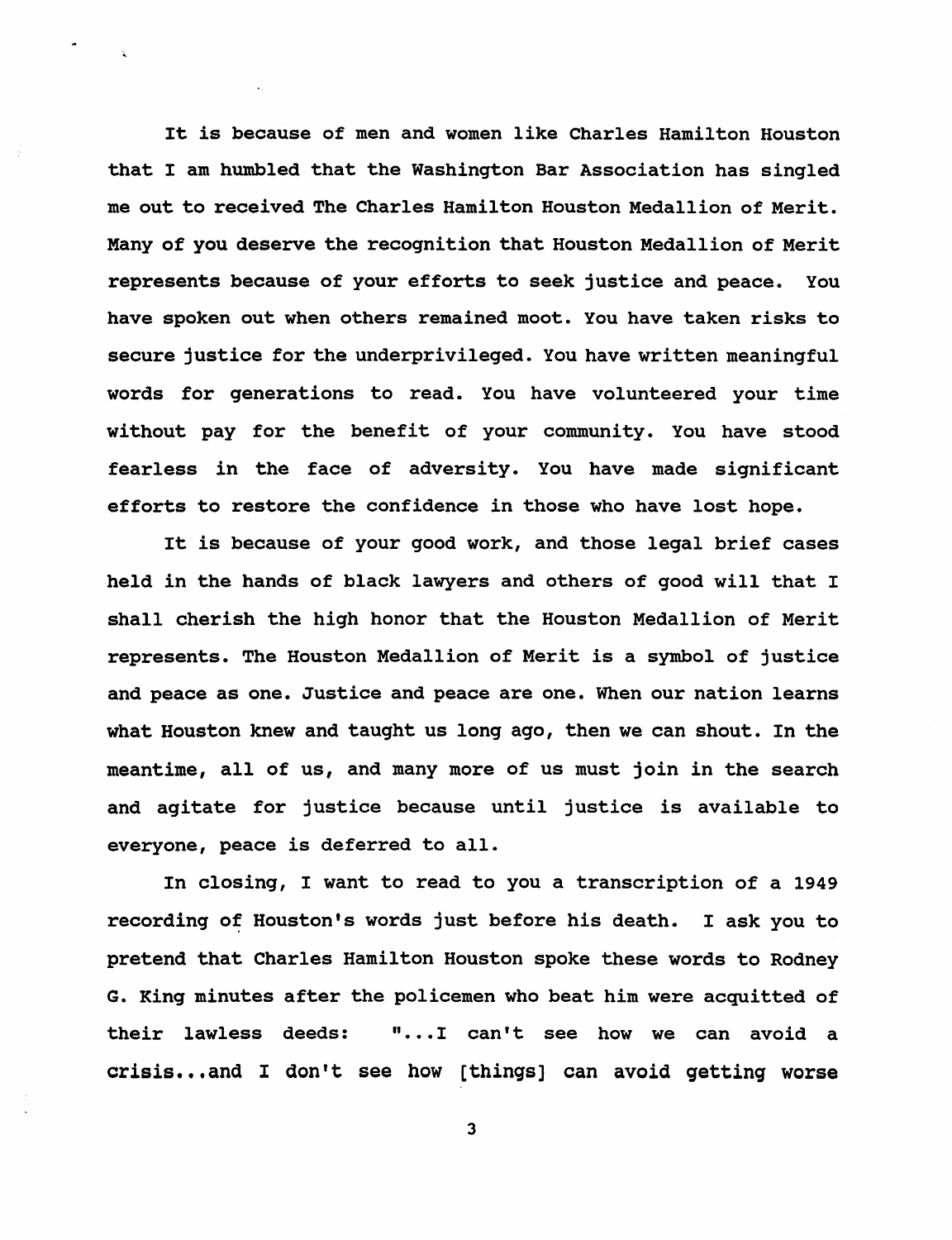It is because of men and women like Charles Hamilton Houston that I am humbled that the Washington Bar Association has singled me out to received The Charles Hamilton Houston Medallion of Merit. Many of you deserve the recognition that Houston Medallion of Merit represents because of your efforts to seek justice and peace. You have spoken out when others remained moot. You have taken risks to secure justice for the underprivileged. You have written meaningful words for generations to read. You have volunteered your time without pay for the benefit of your community. You have stood fearless in the face of adversity. You have made significant efforts to restore the confidence in those who have lost hope.

It is because of your good work, and those legal brief cases held in the hands of black lawyers and others of good will that I shall cherish the high honor that the Houston Medallion of Merit represents. The Houston Medallion of Merit is a symbol of justice and peace as one. Justice and peace are one. When our nation learns what Houston knew and taught us long ago, then we can shout. In the meantime, all of us, and many more of us must join in the search and agitate for justice because until justice is available to everyone, peace is deferred to all.

In closing, I want to read to you a transcription of a 1949 recording of Houston's words just before his death. I ask you to pretend that Charles Hamilton Houston spoke these words to Rodney G. King minutes after the policemen who beat him were acquitted of their lawless deeds: "...I can't see how we can avoid a crisis...and I don't see how [things] can avoid getting worse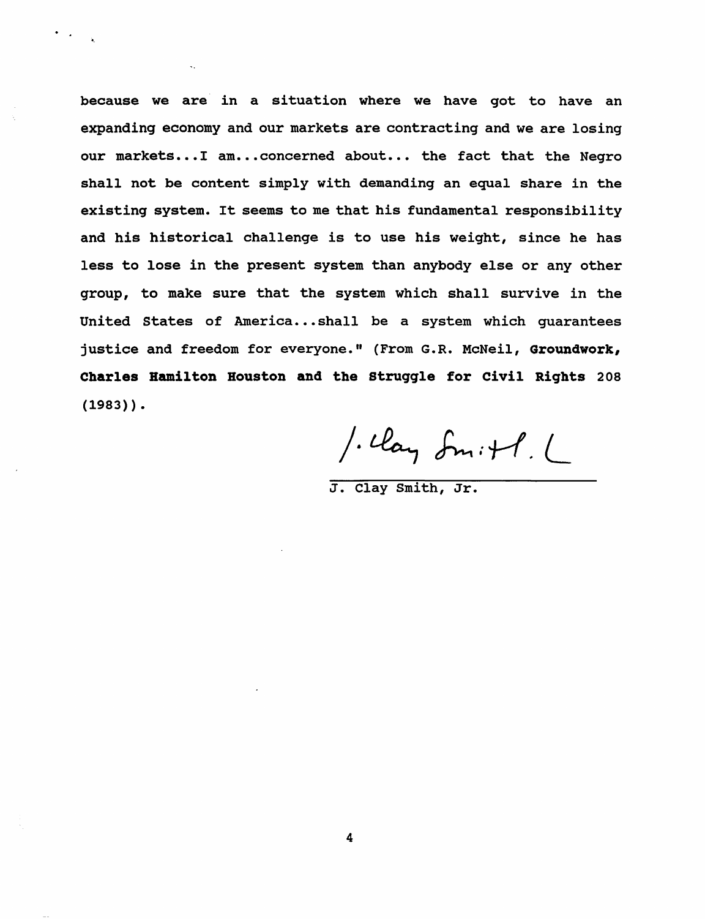because we are in a situation where we have got to have an expanding economy and our markets are contracting and we are losing our markets...I am...concerned about... the fact that the Negro shall not be content simply with demanding an equal share in the existing system. It seems to me that his fundamental responsibility and his historical challenge is to use his weight, since he has less to lose in the present system than anybody else or any other group, to make sure that the system which shall survive in the United States of America...shall be a system which guarantees justice and freedom for everyone." (From G.R. McNeil, **Groundwork, Charles Hamilton Houston and the Struggle for Civil Rights** 208 (1983)).

J. Clay Smith, Jr.